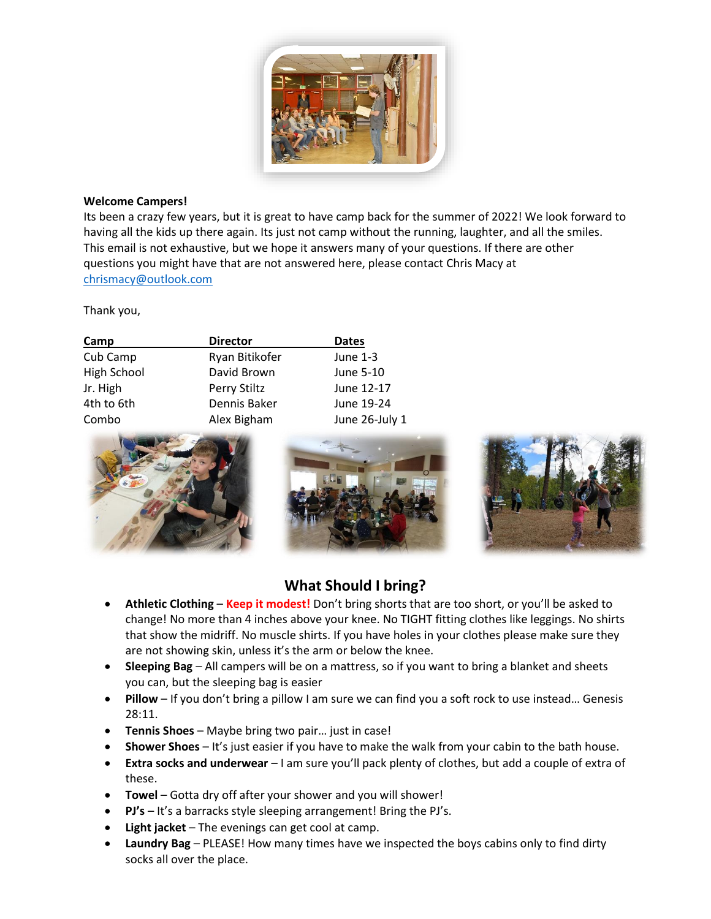**Welcome Campers!**

Its been a crazy few years, but it is great to have camp back for the summer of 2022! We look forward to having all the kids up there again. Its just not camp without the running, laughter, and all the smiles. This email is not exhaustive, but we hope it answers many of your questions. If there are other questions you might have that are not answered here, please contact Chris Macy at chrismacy@outlook.com

Thank you,

| Camp | Director | Dates |
|---|---|---|
| Cub Camp | Ryan Bitikofer | June 1-3 |
| High School | David Brown | June 5-10 |
| Jr. High | Perry Stiltz | June 12-17 |
| 4th to 6th | Dennis Baker | June 19-24 |
| Combo | Alex Bigham | June 26-July 1 |

## What Should I bring?

- **Athletic Clothing** – **Keep it modest!** Don't bring shorts that are too short, or you'll be asked to change! No more than 4 inches above your knee. No TIGHT fitting clothes like leggings. No shirts that show the midriff. No muscle shirts. If you have holes in your clothes please make sure they are not showing skin, unless it's the arm or below the knee.
- **Sleeping Bag** – All campers will be on a mattress, so if you want to bring a blanket and sheets you can, but the sleeping bag is easier
- **Pillow** – If you don't bring a pillow I am sure we can find you a soft rock to use instead… Genesis 28:11.
- **Tennis Shoes** – Maybe bring two pair… just in case!
- **Shower Shoes** – It's just easier if you have to make the walk from your cabin to the bath house.
- **Extra socks and underwear** – I am sure you'll pack plenty of clothes, but add a couple of extra of these.
- **Towel** – Gotta dry off after your shower and you will shower!
- **PJ's** – It's a barracks style sleeping arrangement! Bring the PJ's.
- **Light jacket** – The evenings can get cool at camp.
- **Laundry Bag** – PLEASE! How many times have we inspected the boys cabins only to find dirty socks all over the place.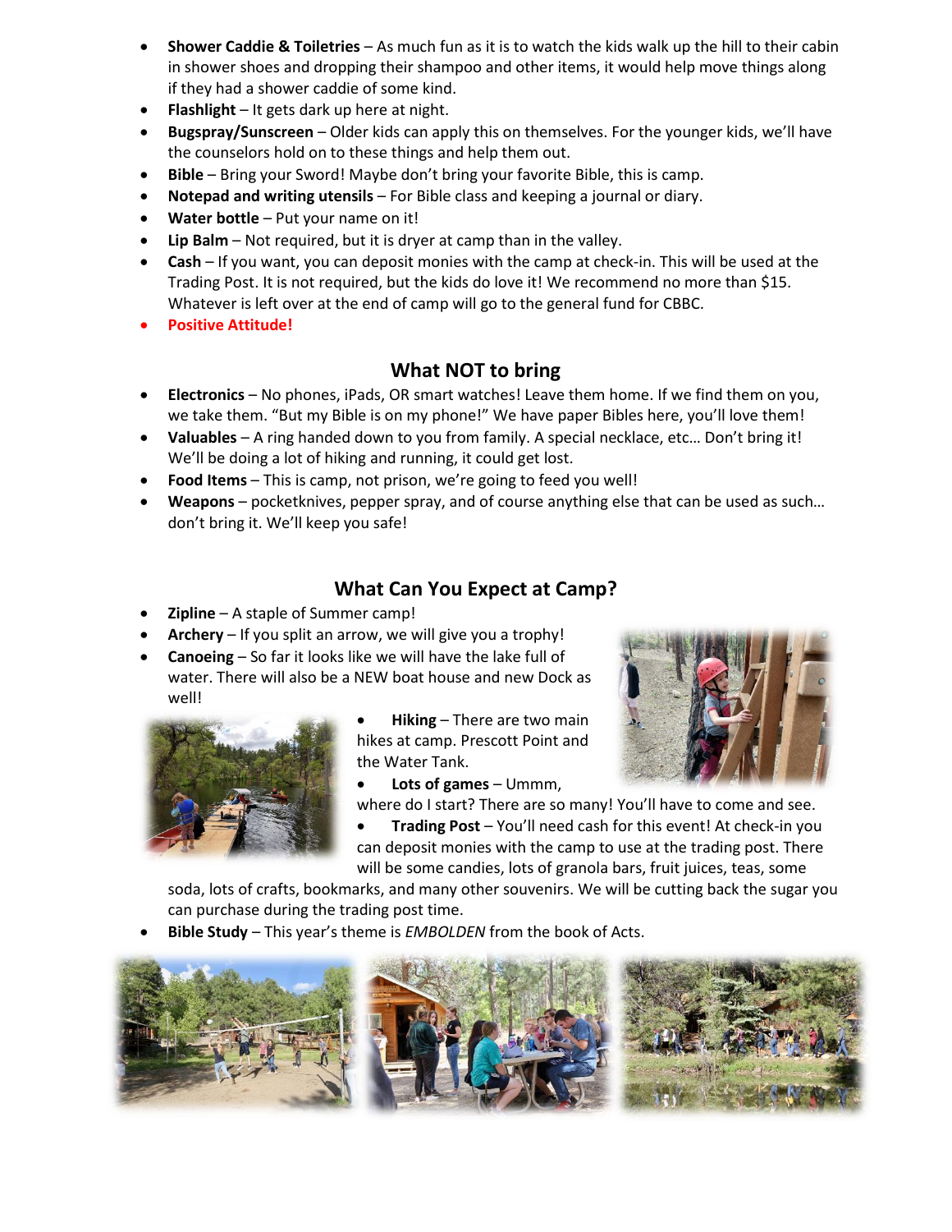- **Shower Caddie & Toiletries** – As much fun as it is to watch the kids walk up the hill to their cabin in shower shoes and dropping their shampoo and other items, it would help move things along if they had a shower caddie of some kind.
- **Flashlight** – It gets dark up here at night.
- **Bugspray/Sunscreen** – Older kids can apply this on themselves. For the younger kids, we'll have the counselors hold on to these things and help them out.
- **Bible** – Bring your Sword! Maybe don't bring your favorite Bible, this is camp.
- **Notepad and writing utensils** – For Bible class and keeping a journal or diary.
- **Water bottle** – Put your name on it!
- **Lip Balm** – Not required, but it is dryer at camp than in the valley.
- **Cash** – If you want, you can deposit monies with the camp at check-in. This will be used at the Trading Post. It is not required, but the kids do love it! We recommend no more than $15. Whatever is left over at the end of camp will go to the general fund for CBBC.
- **Positive Attitude!**

## What NOT to bring

- **Electronics** – No phones, iPads, OR smart watches! Leave them home. If we find them on you, we take them. "But my Bible is on my phone!" We have paper Bibles here, you'll love them!
- **Valuables** – A ring handed down to you from family. A special necklace, etc… Don't bring it! We'll be doing a lot of hiking and running, it could get lost.
- **Food Items** – This is camp, not prison, we're going to feed you well!
- **Weapons** – pocketknives, pepper spray, and of course anything else that can be used as such… don't bring it. We'll keep you safe!

## What Can You Expect at Camp?

- **Zipline** – A staple of Summer camp!
- **Archery** – If you split an arrow, we will give you a trophy!
- **Canoeing** – So far it looks like we will have the lake full of water. There will also be a NEW boat house and new Dock as well!
- **Hiking** – There are two main hikes at camp. Prescott Point and the Water Tank.
- **Lots of games** – Ummm, where do I start? There are so many! You'll have to come and see.
- **Trading Post** – You'll need cash for this event! At check-in you can deposit monies with the camp to use at the trading post. There will be some candies, lots of granola bars, fruit juices, teas, some soda, lots of crafts, bookmarks, and many other souvenirs. We will be cutting back the sugar you can purchase during the trading post time.
- **Bible Study** – This year's theme is *EMBOLDEN* from the book of Acts.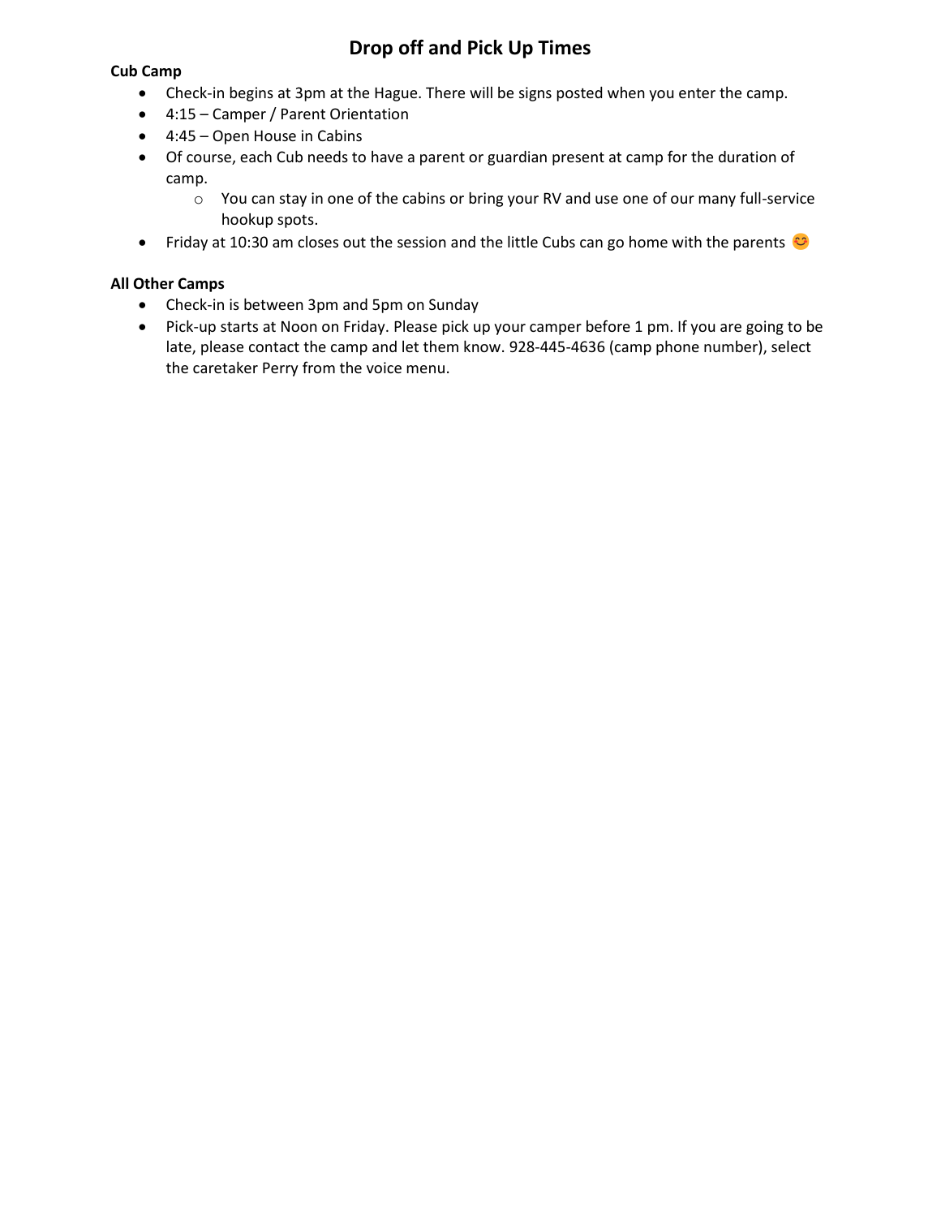# Drop off and Pick Up Times

**Cub Camp**

- Check-in begins at 3pm at the Hague. There will be signs posted when you enter the camp.
- 4:15 – Camper / Parent Orientation
- 4:45 – Open House in Cabins
- Of course, each Cub needs to have a parent or guardian present at camp for the duration of camp.
    - You can stay in one of the cabins or bring your RV and use one of our many full-service hookup spots.
- Friday at 10:30 am closes out the session and the little Cubs can go home with the parents 😊

**All Other Camps**

- Check-in is between 3pm and 5pm on Sunday
- Pick-up starts at Noon on Friday. Please pick up your camper before 1 pm. If you are going to be late, please contact the camp and let them know. 928-445-4636 (camp phone number), select the caretaker Perry from the voice menu.